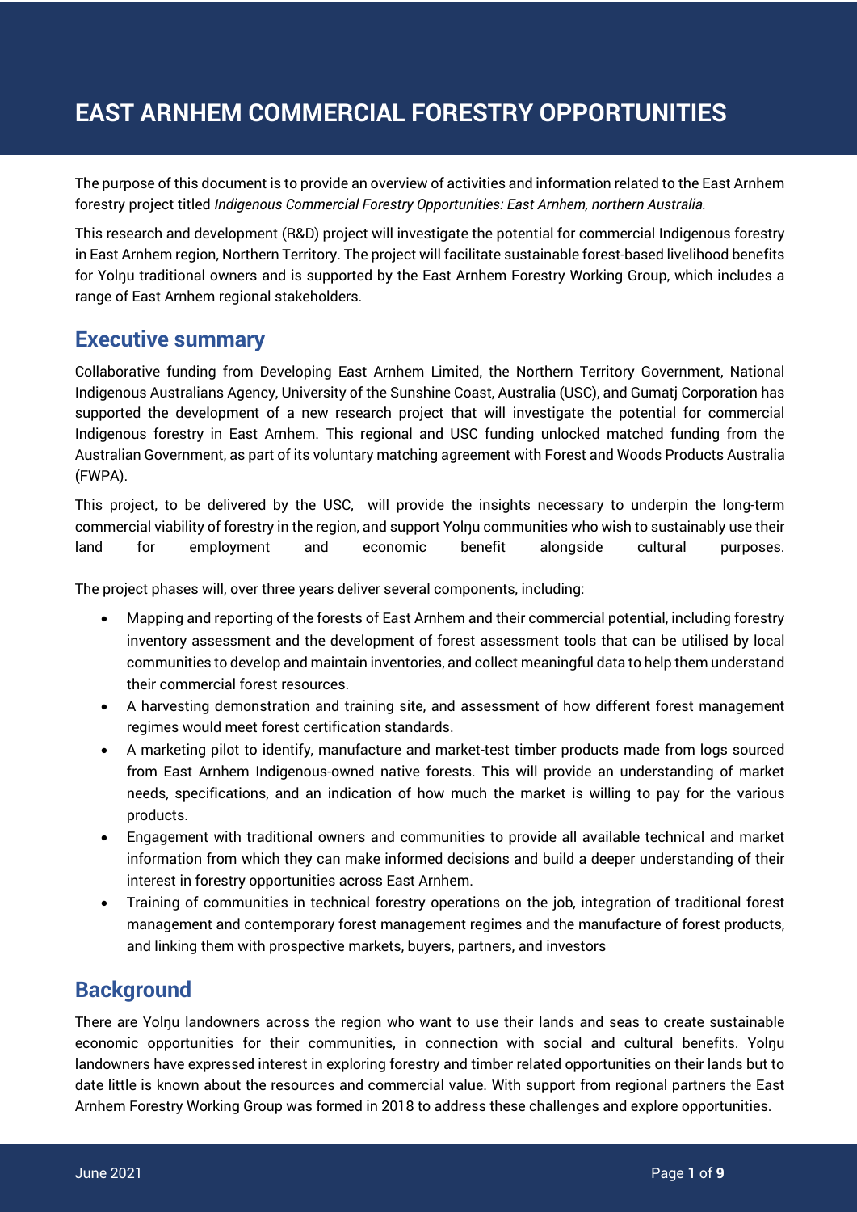# EAST ARNHEM COMMERCIAL FORESTRY OPPORTUNITIES

The purpose of this document is to provide an overview of activities and information related to the East Arnhem forestry project titled *Indigenous Commercial Forestry Opportunities: East Arnhem, northern Australia.*

This research and development (R&D) project will investigate the potential for commercial Indigenous forestry in East Arnhem region, Northern Territory. The project will facilitate sustainable forest-based livelihood benefits for Yolŋu traditional owners and is supported by the East Arnhem Forestry Working Group, which includes a range of East Arnhem regional stakeholders.

## Executive summary

Collaborative funding from Developing East Arnhem Limited, the Northern Territory Government, National Indigenous Australians Agency, University of the Sunshine Coast, Australia (USC), and Gumatj Corporation has supported the development of a new research project that will investigate the potential for commercial Indigenous forestry in East Arnhem. This regional and USC funding unlocked matched funding from the Australian Government, as part of its voluntary matching agreement with Forest and Woods Products Australia (FWPA).

This project, to be delivered by the USC, will provide the insights necessary to underpin the long-term commercial viability of forestry in the region, and support Yolŋu communities who wish to sustainably use their land for employment and economic benefit alongside cultural purposes.

The project phases will, over three years deliver several components, including:

- Mapping and reporting of the forests of East Arnhem and their commercial potential, including forestry inventory assessment and the development of forest assessment tools that can be utilised by local communities to develop and maintain inventories, and collect meaningful data to help them understand their commercial forest resources.
- A harvesting demonstration and training site, and assessment of how different forest management regimes would meet forest certification standards.
- A marketing pilot to identify, manufacture and market-test timber products made from logs sourced from East Arnhem Indigenous-owned native forests. This will provide an understanding of market needs, specifications, and an indication of how much the market is willing to pay for the various products.
- Engagement with traditional owners and communities to provide all available technical and market information from which they can make informed decisions and build a deeper understanding of their interest in forestry opportunities across East Arnhem.
- Training of communities in technical forestry operations on the job, integration of traditional forest management and contemporary forest management regimes and the manufacture of forest products, and linking them with prospective markets, buyers, partners, and investors

## Background

There are Yolŋu landowners across the region who want to use their lands and seas to create sustainable economic opportunities for their communities, in connection with social and cultural benefits. Yolŋu landowners have expressed interest in exploring forestry and timber related opportunities on their lands but to date little is known about the resources and commercial value. With support from regional partners the East Arnhem Forestry Working Group was formed in 2018 to address these challenges and explore opportunities.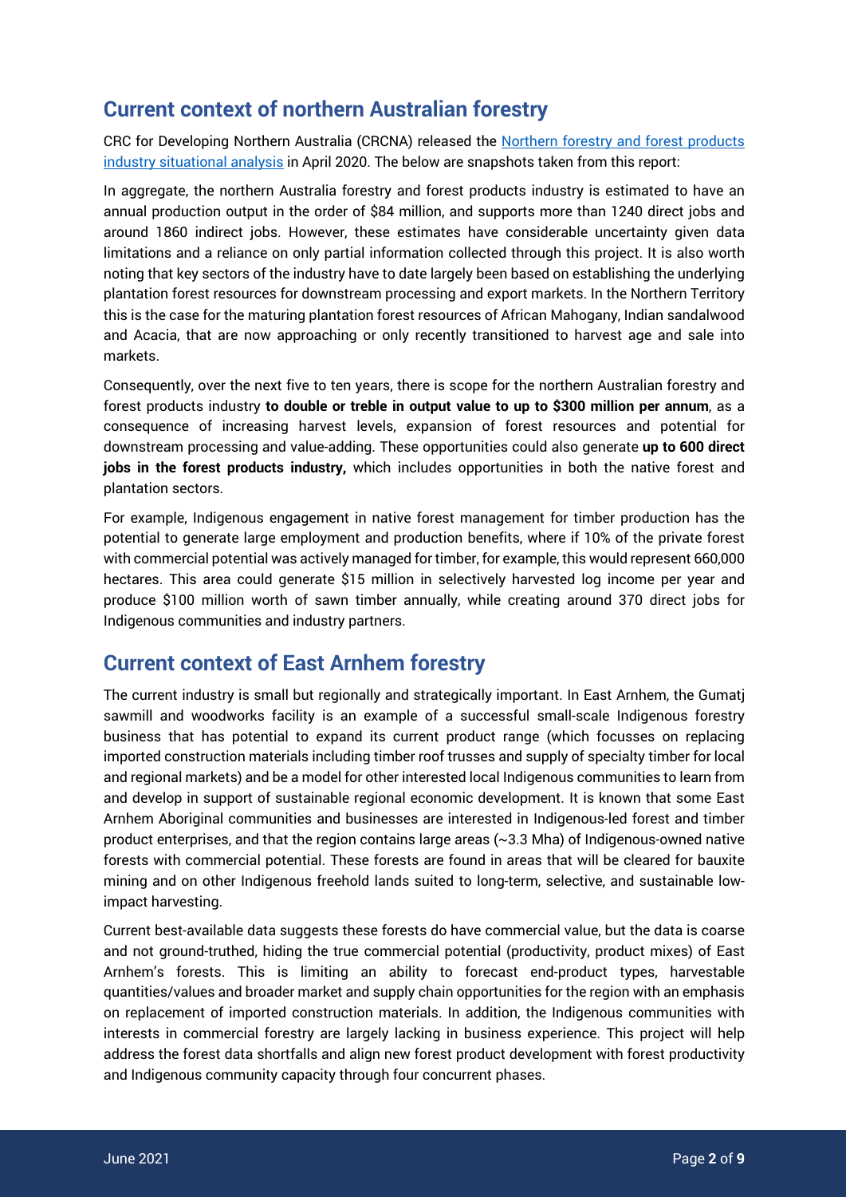## Current context of northern Australian forestry

CRC for Developing Northern Australia (CRCNA) released the [Northern forestry and forest products industry situational analysis]() in April 2020. The below are snapshots taken from this report:

In aggregate, the northern Australia forestry and forest products industry is estimated to have an annual production output in the order of $84 million, and supports more than 1240 direct jobs and around 1860 indirect jobs. However, these estimates have considerable uncertainty given data limitations and a reliance on only partial information collected through this project. It is also worth noting that key sectors of the industry have to date largely been based on establishing the underlying plantation forest resources for downstream processing and export markets. In the Northern Territory this is the case for the maturing plantation forest resources of African Mahogany, Indian sandalwood and Acacia, that are now approaching or only recently transitioned to harvest age and sale into markets.

Consequently, over the next five to ten years, there is scope for the northern Australian forestry and forest products industry **to double or treble in output value to up to $300 million per annum**, as a consequence of increasing harvest levels, expansion of forest resources and potential for downstream processing and value-adding. These opportunities could also generate **up to 600 direct jobs in the forest products industry,** which includes opportunities in both the native forest and plantation sectors.

For example, Indigenous engagement in native forest management for timber production has the potential to generate large employment and production benefits, where if 10% of the private forest with commercial potential was actively managed for timber, for example, this would represent 660,000 hectares. This area could generate $15 million in selectively harvested log income per year and produce $100 million worth of sawn timber annually, while creating around 370 direct jobs for Indigenous communities and industry partners.

## Current context of East Arnhem forestry

The current industry is small but regionally and strategically important. In East Arnhem, the Gumatj sawmill and woodworks facility is an example of a successful small-scale Indigenous forestry business that has potential to expand its current product range (which focusses on replacing imported construction materials including timber roof trusses and supply of specialty timber for local and regional markets) and be a model for other interested local Indigenous communities to learn from and develop in support of sustainable regional economic development. It is known that some East Arnhem Aboriginal communities and businesses are interested in Indigenous-led forest and timber product enterprises, and that the region contains large areas (~3.3 Mha) of Indigenous-owned native forests with commercial potential. These forests are found in areas that will be cleared for bauxite mining and on other Indigenous freehold lands suited to long-term, selective, and sustainable low-impact harvesting.

Current best-available data suggests these forests do have commercial value, but the data is coarse and not ground-truthed, hiding the true commercial potential (productivity, product mixes) of East Arnhem's forests. This is limiting an ability to forecast end-product types, harvestable quantities/values and broader market and supply chain opportunities for the region with an emphasis on replacement of imported construction materials. In addition, the Indigenous communities with interests in commercial forestry are largely lacking in business experience. This project will help address the forest data shortfalls and align new forest product development with forest productivity and Indigenous community capacity through four concurrent phases.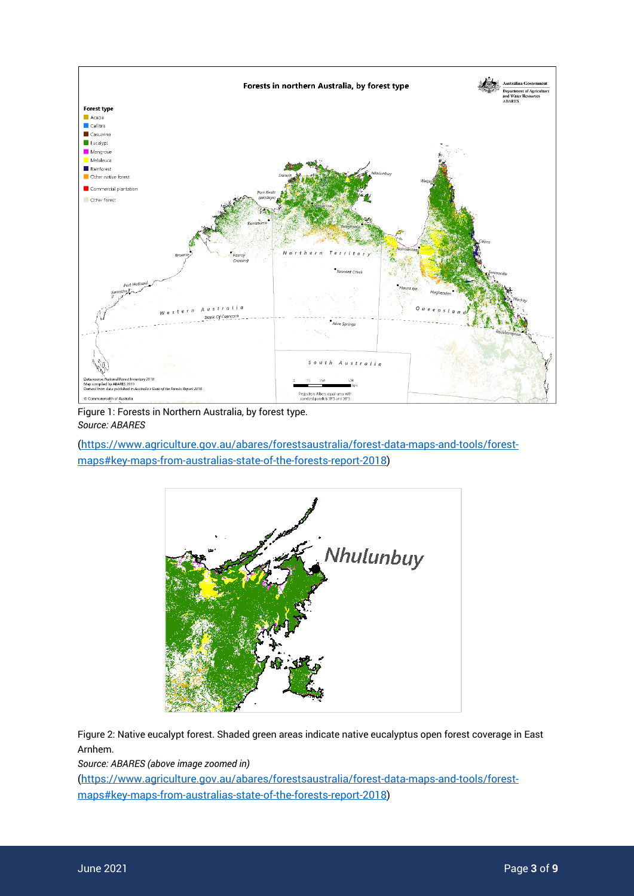Figure 1: Forests in Northern Australia, by forest type.
*Source: ABARES*

(https://www.agriculture.gov.au/abares/forestsaustralia/forest-data-maps-and-tools/forest-maps#key-maps-from-australias-state-of-the-forests-report-2018)

Figure 2: Native eucalypt forest. Shaded green areas indicate native eucalyptus open forest coverage in East Arnhem.
*Source: ABARES (above image zoomed in)*
(https://www.agriculture.gov.au/abares/forestsaustralia/forest-data-maps-and-tools/forest-maps#key-maps-from-australias-state-of-the-forests-report-2018)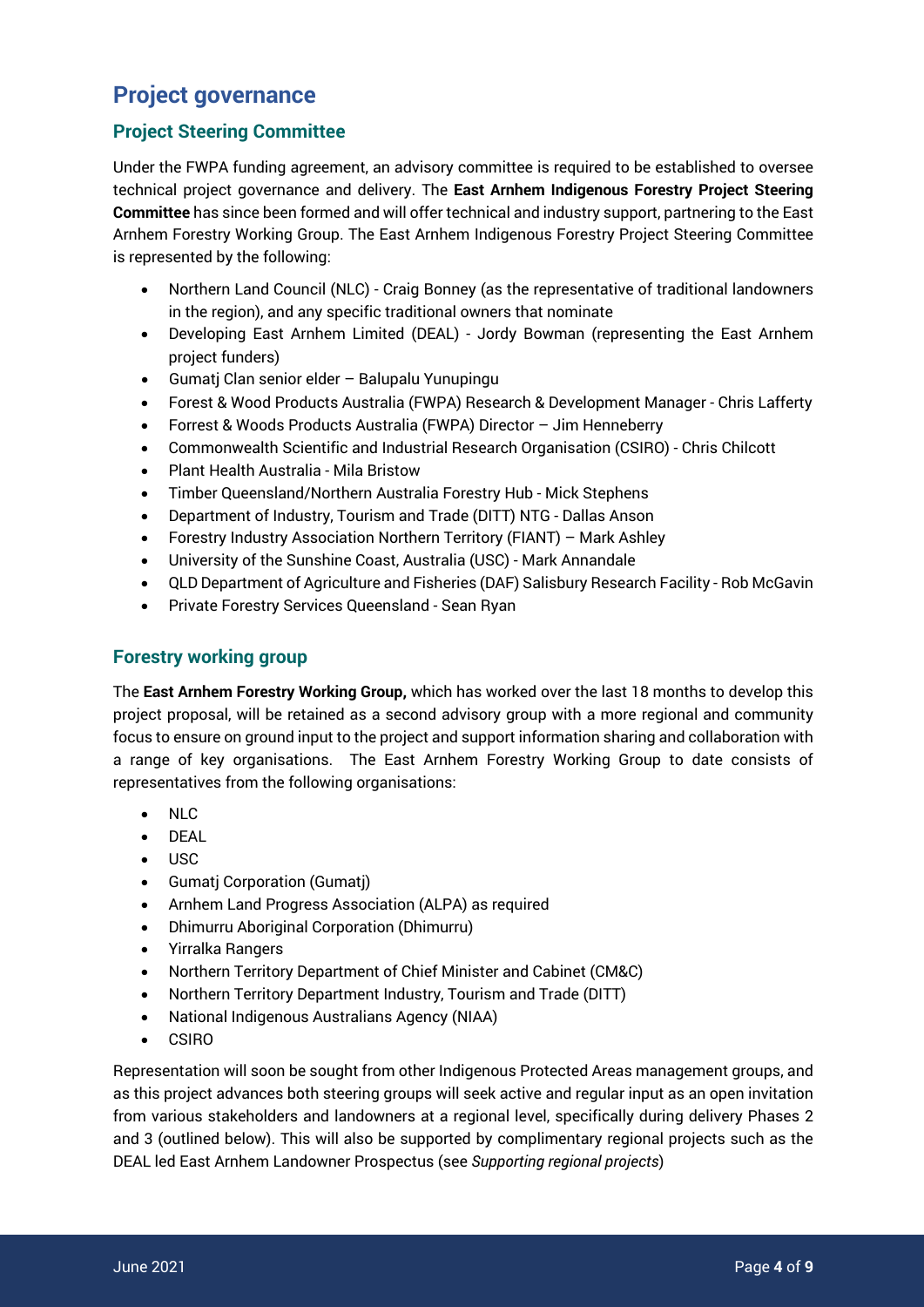## Project governance

### Project Steering Committee

Under the FWPA funding agreement, an advisory committee is required to be established to oversee technical project governance and delivery. The **East Arnhem Indigenous Forestry Project Steering Committee** has since been formed and will offer technical and industry support, partnering to the East Arnhem Forestry Working Group. The East Arnhem Indigenous Forestry Project Steering Committee is represented by the following:

- Northern Land Council (NLC) - Craig Bonney (as the representative of traditional landowners in the region), and any specific traditional owners that nominate
- Developing East Arnhem Limited (DEAL) - Jordy Bowman (representing the East Arnhem project funders)
- Gumatj Clan senior elder – Balupalu Yunupingu
- Forest & Wood Products Australia (FWPA) Research & Development Manager - Chris Lafferty
- Forrest & Woods Products Australia (FWPA) Director – Jim Henneberry
- Commonwealth Scientific and Industrial Research Organisation (CSIRO) - Chris Chilcott
- Plant Health Australia - Mila Bristow
- Timber Queensland/Northern Australia Forestry Hub - Mick Stephens
- Department of Industry, Tourism and Trade (DITT) NTG - Dallas Anson
- Forestry Industry Association Northern Territory (FIANT) – Mark Ashley
- University of the Sunshine Coast, Australia (USC) - Mark Annandale
- QLD Department of Agriculture and Fisheries (DAF) Salisbury Research Facility - Rob McGavin
- Private Forestry Services Queensland - Sean Ryan

### Forestry working group

The **East Arnhem Forestry Working Group,** which has worked over the last 18 months to develop this project proposal, will be retained as a second advisory group with a more regional and community focus to ensure on ground input to the project and support information sharing and collaboration with a range of key organisations. The East Arnhem Forestry Working Group to date consists of representatives from the following organisations:

- NLC
- DEAL
- USC
- Gumatj Corporation (Gumatj)
- Arnhem Land Progress Association (ALPA) as required
- Dhimurru Aboriginal Corporation (Dhimurru)
- Yirralka Rangers
- Northern Territory Department of Chief Minister and Cabinet (CM&C)
- Northern Territory Department Industry, Tourism and Trade (DITT)
- National Indigenous Australians Agency (NIAA)
- CSIRO

Representation will soon be sought from other Indigenous Protected Areas management groups, and as this project advances both steering groups will seek active and regular input as an open invitation from various stakeholders and landowners at a regional level, specifically during delivery Phases 2 and 3 (outlined below). This will also be supported by complimentary regional projects such as the DEAL led East Arnhem Landowner Prospectus (see *Supporting regional projects*)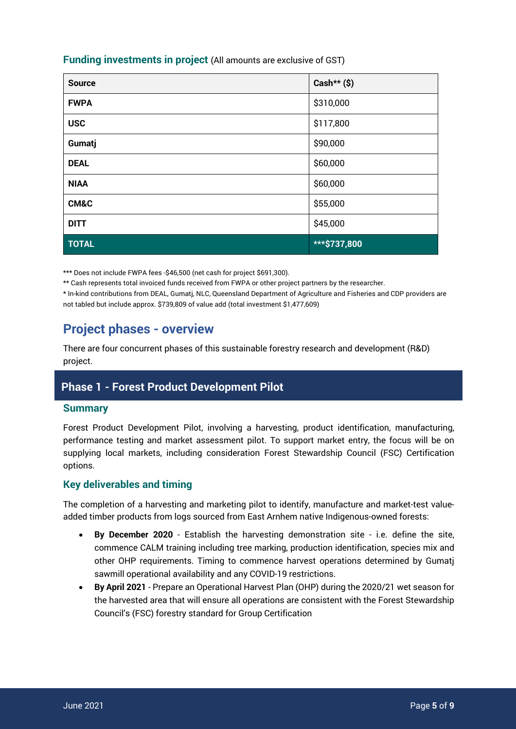### Funding investments in project (All amounts are exclusive of GST)

| Source | Cash** ($) |
|---|---|
| **FWPA** | $310,000 |
| **USC** | $117,800 |
| **Gumatj** | $90,000 |
| **DEAL** | $60,000 |
| **NIAA** | $60,000 |
| **CM&C** | $55,000 |
| **DITT** | $45,000 |
| **TOTAL** | **\*\*\*$737,800** |

*** Does not include FWPA fees -$46,500 (net cash for project $691,300).

** Cash represents total invoiced funds received from FWPA or other project partners by the researcher.

* In-kind contributions from DEAL, Gumatj, NLC, Queensland Department of Agriculture and Fisheries and CDP providers are not tabled but include approx. $739,809 of value add (total investment $1,477,609)

## Project phases - overview

There are four concurrent phases of this sustainable forestry research and development (R&D) project.

## Phase 1 - Forest Product Development Pilot

### Summary

Forest Product Development Pilot, involving a harvesting, product identification, manufacturing, performance testing and market assessment pilot. To support market entry, the focus will be on supplying local markets, including consideration Forest Stewardship Council (FSC) Certification options.

### Key deliverables and timing

The completion of a harvesting and marketing pilot to identify, manufacture and market-test value-added timber products from logs sourced from East Arnhem native Indigenous-owned forests:

- **By December 2020** - Establish the harvesting demonstration site - i.e. define the site, commence CALM training including tree marking, production identification, species mix and other OHP requirements. Timing to commence harvest operations determined by Gumatj sawmill operational availability and any COVID-19 restrictions.
- **By April 2021** - Prepare an Operational Harvest Plan (OHP) during the 2020/21 wet season for the harvested area that will ensure all operations are consistent with the Forest Stewardship Council's (FSC) forestry standard for Group Certification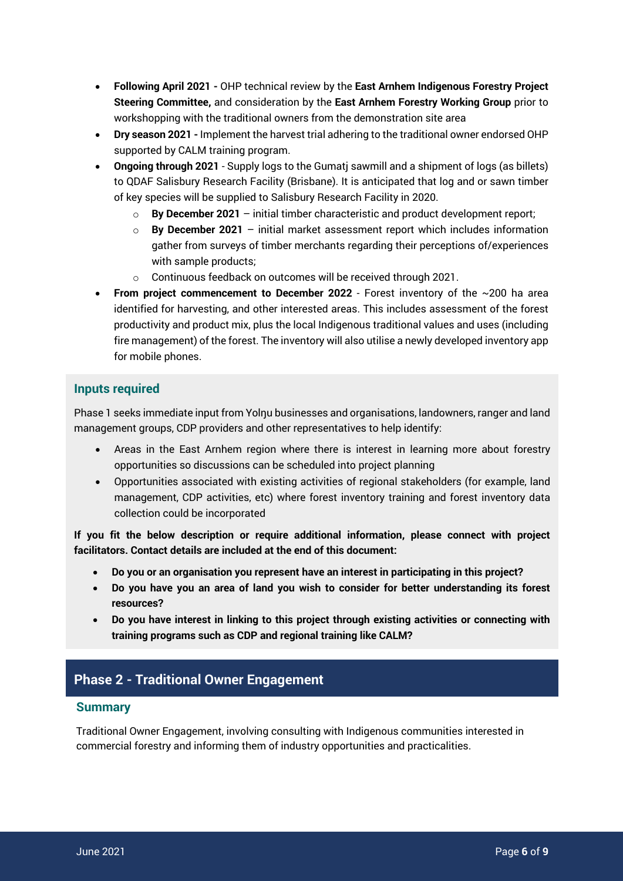- **Following April 2021 -** OHP technical review by the **East Arnhem Indigenous Forestry Project Steering Committee,** and consideration by the **East Arnhem Forestry Working Group** prior to workshopping with the traditional owners from the demonstration site area
- **Dry season 2021 -** Implement the harvest trial adhering to the traditional owner endorsed OHP supported by CALM training program.
- **Ongoing through 2021** - Supply logs to the Gumatj sawmill and a shipment of logs (as billets) to QDAF Salisbury Research Facility (Brisbane). It is anticipated that log and or sawn timber of key species will be supplied to Salisbury Research Facility in 2020.
    - **By December 2021** – initial timber characteristic and product development report;
    - **By December 2021** – initial market assessment report which includes information gather from surveys of timber merchants regarding their perceptions of/experiences with sample products;
    - Continuous feedback on outcomes will be received through 2021.
- **From project commencement to December 2022** - Forest inventory of the ~200 ha area identified for harvesting, and other interested areas. This includes assessment of the forest productivity and product mix, plus the local Indigenous traditional values and uses (including fire management) of the forest. The inventory will also utilise a newly developed inventory app for mobile phones.

### Inputs required

Phase 1 seeks immediate input from Yolŋu businesses and organisations, landowners, ranger and land management groups, CDP providers and other representatives to help identify:

- Areas in the East Arnhem region where there is interest in learning more about forestry opportunities so discussions can be scheduled into project planning
- Opportunities associated with existing activities of regional stakeholders (for example, land management, CDP activities, etc) where forest inventory training and forest inventory data collection could be incorporated

**If you fit the below description or require additional information, please connect with project facilitators. Contact details are included at the end of this document:**

- **Do you or an organisation you represent have an interest in participating in this project?**
- **Do you have you an area of land you wish to consider for better understanding its forest resources?**
- **Do you have interest in linking to this project through existing activities or connecting with training programs such as CDP and regional training like CALM?**

## Phase 2 - Traditional Owner Engagement

### Summary

Traditional Owner Engagement, involving consulting with Indigenous communities interested in commercial forestry and informing them of industry opportunities and practicalities.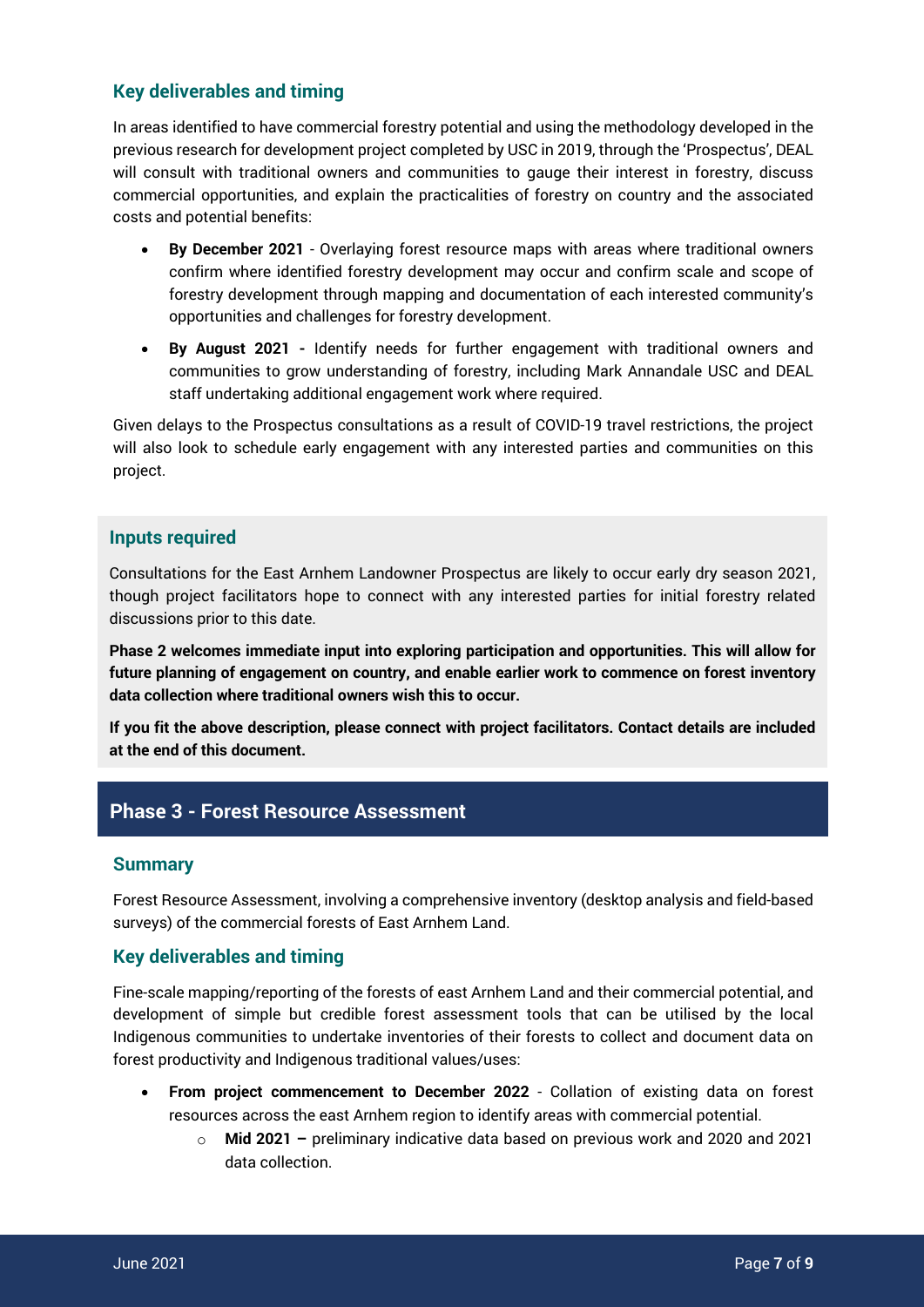### Key deliverables and timing

In areas identified to have commercial forestry potential and using the methodology developed in the previous research for development project completed by USC in 2019, through the 'Prospectus', DEAL will consult with traditional owners and communities to gauge their interest in forestry, discuss commercial opportunities, and explain the practicalities of forestry on country and the associated costs and potential benefits:

- **By December 2021** - Overlaying forest resource maps with areas where traditional owners confirm where identified forestry development may occur and confirm scale and scope of forestry development through mapping and documentation of each interested community's opportunities and challenges for forestry development.
- **By August 2021 -** Identify needs for further engagement with traditional owners and communities to grow understanding of forestry, including Mark Annandale USC and DEAL staff undertaking additional engagement work where required.

Given delays to the Prospectus consultations as a result of COVID-19 travel restrictions, the project will also look to schedule early engagement with any interested parties and communities on this project.

### Inputs required

Consultations for the East Arnhem Landowner Prospectus are likely to occur early dry season 2021, though project facilitators hope to connect with any interested parties for initial forestry related discussions prior to this date.

**Phase 2 welcomes immediate input into exploring participation and opportunities. This will allow for future planning of engagement on country, and enable earlier work to commence on forest inventory data collection where traditional owners wish this to occur.**

**If you fit the above description, please connect with project facilitators. Contact details are included at the end of this document.**

## Phase 3 - Forest Resource Assessment

### Summary

Forest Resource Assessment, involving a comprehensive inventory (desktop analysis and field-based surveys) of the commercial forests of East Arnhem Land.

### Key deliverables and timing

Fine-scale mapping/reporting of the forests of east Arnhem Land and their commercial potential, and development of simple but credible forest assessment tools that can be utilised by the local Indigenous communities to undertake inventories of their forests to collect and document data on forest productivity and Indigenous traditional values/uses:

- **From project commencement to December 2022** - Collation of existing data on forest resources across the east Arnhem region to identify areas with commercial potential.
  - **Mid 2021 –** preliminary indicative data based on previous work and 2020 and 2021 data collection.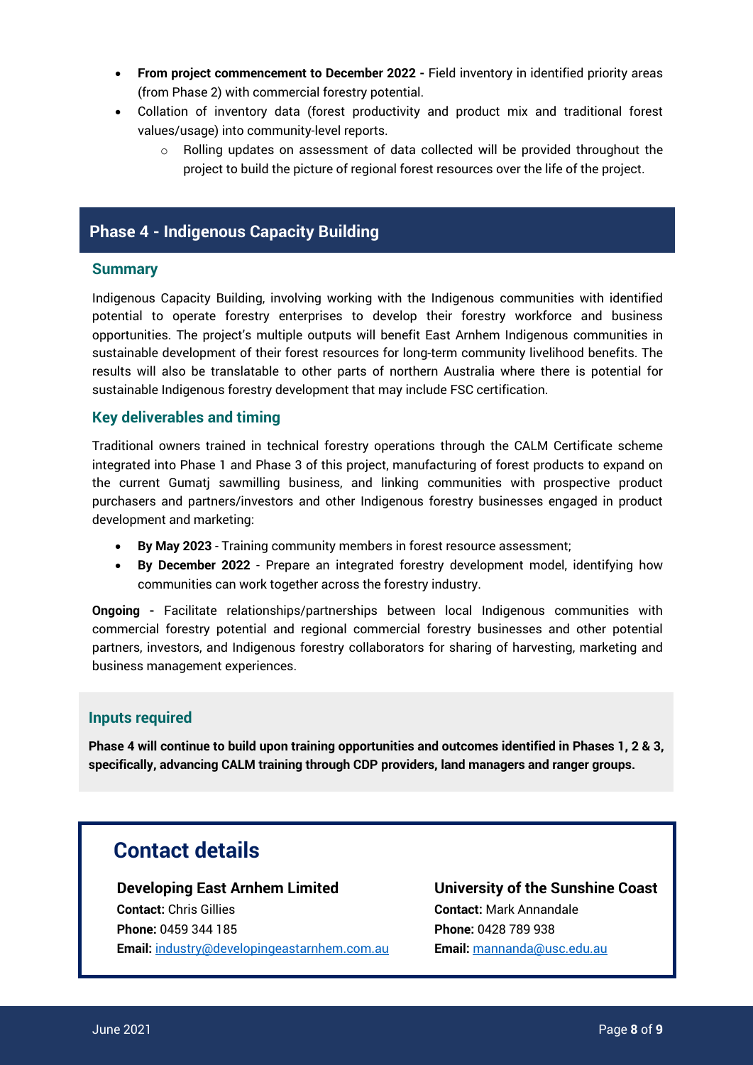- **From project commencement to December 2022 -** Field inventory in identified priority areas (from Phase 2) with commercial forestry potential.
- Collation of inventory data (forest productivity and product mix and traditional forest values/usage) into community-level reports.
    - Rolling updates on assessment of data collected will be provided throughout the project to build the picture of regional forest resources over the life of the project.

## Phase 4 - Indigenous Capacity Building

### Summary

Indigenous Capacity Building, involving working with the Indigenous communities with identified potential to operate forestry enterprises to develop their forestry workforce and business opportunities. The project's multiple outputs will benefit East Arnhem Indigenous communities in sustainable development of their forest resources for long-term community livelihood benefits. The results will also be translatable to other parts of northern Australia where there is potential for sustainable Indigenous forestry development that may include FSC certification.

### Key deliverables and timing

Traditional owners trained in technical forestry operations through the CALM Certificate scheme integrated into Phase 1 and Phase 3 of this project, manufacturing of forest products to expand on the current Gumatj sawmilling business, and linking communities with prospective product purchasers and partners/investors and other Indigenous forestry businesses engaged in product development and marketing:

- **By May 2023** - Training community members in forest resource assessment;
- **By December 2022** - Prepare an integrated forestry development model, identifying how communities can work together across the forestry industry.

**Ongoing -** Facilitate relationships/partnerships between local Indigenous communities with commercial forestry potential and regional commercial forestry businesses and other potential partners, investors, and Indigenous forestry collaborators for sharing of harvesting, marketing and business management experiences.

### Inputs required

**Phase 4 will continue to build upon training opportunities and outcomes identified in Phases 1, 2 & 3, specifically, advancing CALM training through CDP providers, land managers and ranger groups.**

## Contact details

**Developing East Arnhem Limited**
**Contact:** Chris Gillies
**Phone:** 0459 344 185
**Email:** industry@developingeastarnhem.com.au

**University of the Sunshine Coast**
**Contact:** Mark Annandale
**Phone:** 0428 789 938
**Email:** mannanda@usc.edu.au

June 2021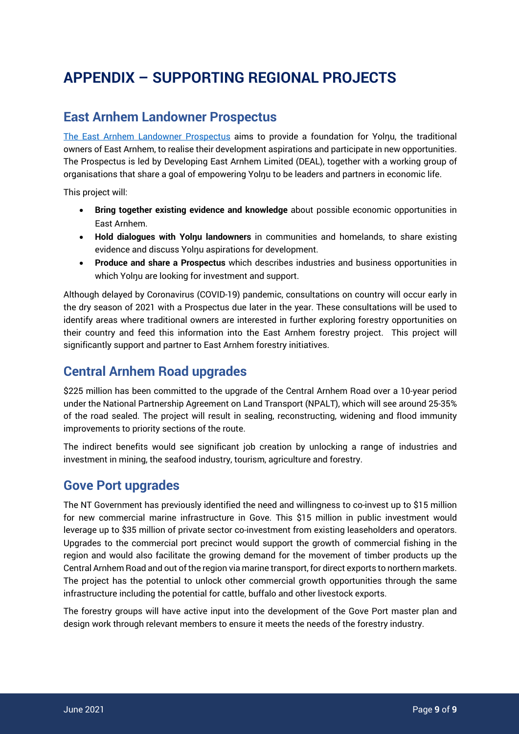# APPENDIX – SUPPORTING REGIONAL PROJECTS

## East Arnhem Landowner Prospectus

The East Arnhem Landowner Prospectus aims to provide a foundation for Yolŋu, the traditional owners of East Arnhem, to realise their development aspirations and participate in new opportunities. The Prospectus is led by Developing East Arnhem Limited (DEAL), together with a working group of organisations that share a goal of empowering Yolŋu to be leaders and partners in economic life.

This project will:

- **Bring together existing evidence and knowledge** about possible economic opportunities in East Arnhem.
- **Hold dialogues with Yolŋu landowners** in communities and homelands, to share existing evidence and discuss Yolŋu aspirations for development.
- **Produce and share a Prospectus** which describes industries and business opportunities in which Yolŋu are looking for investment and support.

Although delayed by Coronavirus (COVID-19) pandemic, consultations on country will occur early in the dry season of 2021 with a Prospectus due later in the year. These consultations will be used to identify areas where traditional owners are interested in further exploring forestry opportunities on their country and feed this information into the East Arnhem forestry project. This project will significantly support and partner to East Arnhem forestry initiatives.

## Central Arnhem Road upgrades

$225 million has been committed to the upgrade of the Central Arnhem Road over a 10-year period under the National Partnership Agreement on Land Transport (NPALT), which will see around 25-35% of the road sealed. The project will result in sealing, reconstructing, widening and flood immunity improvements to priority sections of the route.

The indirect benefits would see significant job creation by unlocking a range of industries and investment in mining, the seafood industry, tourism, agriculture and forestry.

## Gove Port upgrades

The NT Government has previously identified the need and willingness to co-invest up to $15 million for new commercial marine infrastructure in Gove. This $15 million in public investment would leverage up to $35 million of private sector co-investment from existing leaseholders and operators. Upgrades to the commercial port precinct would support the growth of commercial fishing in the region and would also facilitate the growing demand for the movement of timber products up the Central Arnhem Road and out of the region via marine transport, for direct exports to northern markets. The project has the potential to unlock other commercial growth opportunities through the same infrastructure including the potential for cattle, buffalo and other livestock exports.

The forestry groups will have active input into the development of the Gove Port master plan and design work through relevant members to ensure it meets the needs of the forestry industry.